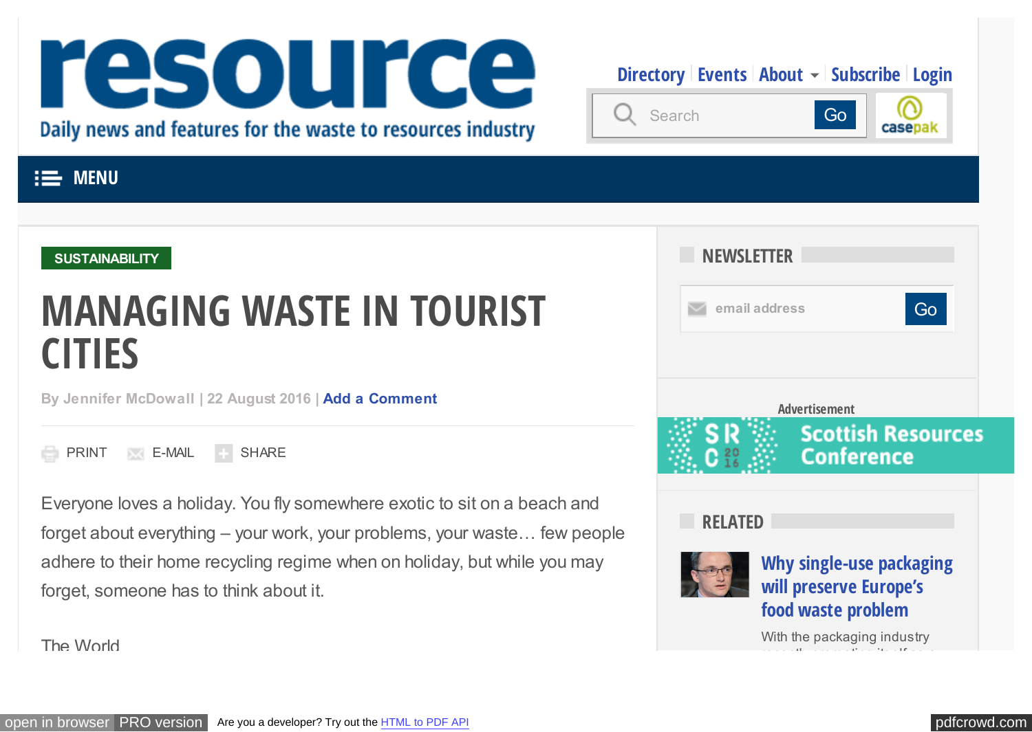# resource

Daily news and features for the waste to resources industry

Directory | Events | About | Subscribe | Login

MENU

SUSTAINABILITY

# MANAGING WASTE IN TOURIST CITIES

By Jennifer McDowall | 22 August 2016 | Add a Comment

PRINT E-MAIL SHARE

Everyone loves a holiday. You fly somewhere exotic to sit on a beach and forget about everything – your work, your problems, your waste… few people adhere to their home recycling regime when on holiday, but while you may forget, someone has to think about it.

The World

## NEWSLETTER

Advertisement

Scottish Resources Conference

## RELATED

**Why single-use packaging will preserve Europe's food waste problem**

With the packaging industry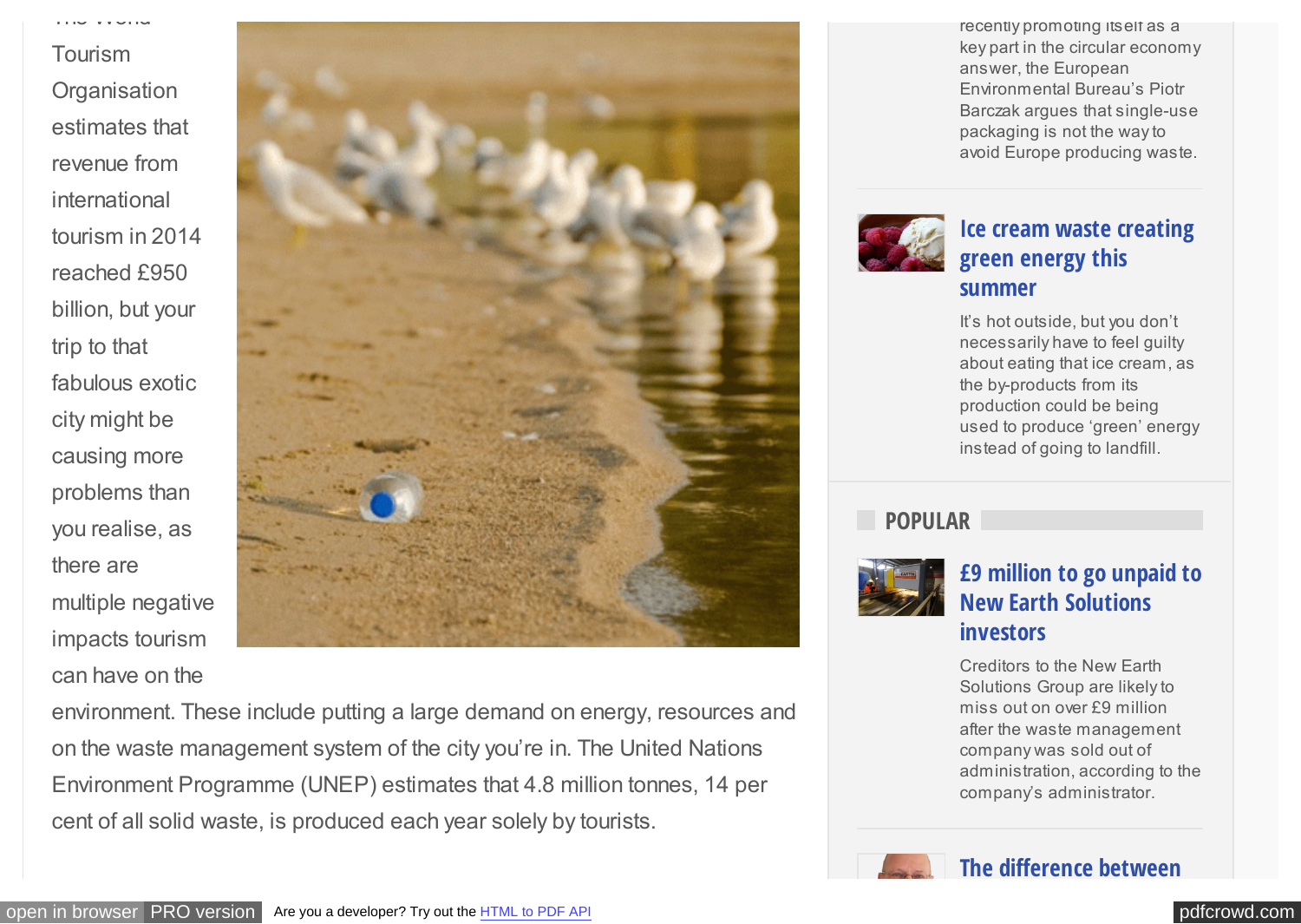The World Tourism Organisation estimates that revenue from international tourism in 2014 reached £950 billion, but your trip to that fabulous exotic city might be causing more problems than you realise, as there are multiple negative impacts tourism can have on the environment. These include putting a large demand on energy, resources and on the waste management system of the city you're in. The United Nations Environment Programme (UNEP) estimates that 4.8 million tonnes, 14 per cent of all solid waste, is produced each year solely by tourists.

recently promoting itself as a key part in the circular economy answer, the European Environmental Bureau's Piotr Barczak argues that single-use packaging is not the way to avoid Europe producing waste.

## Ice cream waste creating green energy this summer

It's hot outside, but you don't necessarily have to feel guilty about eating that ice cream, as the by-products from its production could be being used to produce 'green' energy instead of going to landfill.

## POPULAR

## £9 million to go unpaid to New Earth Solutions investors

Creditors to the New Earth Solutions Group are likely to miss out on over £9 million after the waste management company was sold out of administration, according to the company's administrator.

## The difference between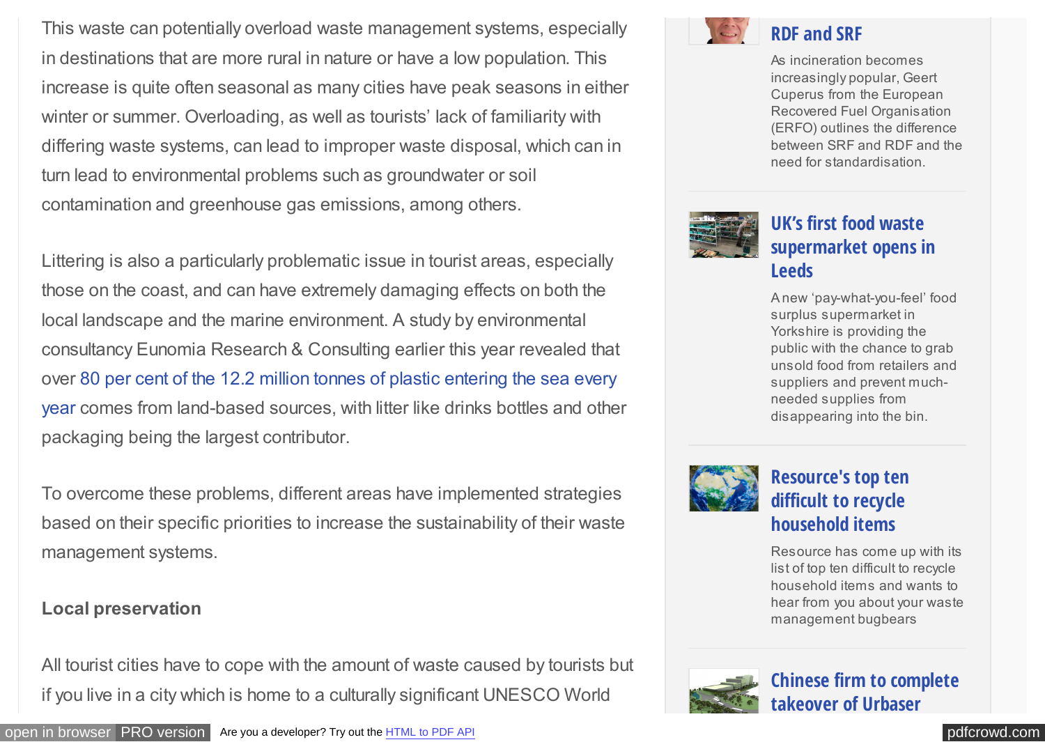This waste can potentially overload waste management systems, especially in destinations that are more rural in nature or have a low population. This increase is quite often seasonal as many cities have peak seasons in either winter or summer. Overloading, as well as tourists' lack of familiarity with differing waste systems, can lead to improper waste disposal, which can in turn lead to environmental problems such as groundwater or soil contamination and greenhouse gas emissions, among others.

Littering is also a particularly problematic issue in tourist areas, especially those on the coast, and can have extremely damaging effects on both the local landscape and the marine environment. A study by environmental consultancy Eunomia Research & Consulting earlier this year revealed that over 80 per cent of the 12.2 million tonnes of plastic entering the sea every year comes from land-based sources, with litter like drinks bottles and other packaging being the largest contributor.

To overcome these problems, different areas have implemented strategies based on their specific priorities to increase the sustainability of their waste management systems.

**Local preservation**

All tourist cities have to cope with the amount of waste caused by tourists but if you live in a city which is home to a culturally significant UNESCO World

### RDF and SRF

As incineration becomes increasingly popular, Geert Cuperus from the European Recovered Fuel Organisation (ERFO) outlines the difference between SRF and RDF and the need for standardisation.

### UK's first food waste supermarket opens in Leeds

A new 'pay-what-you-feel' food surplus supermarket in Yorkshire is providing the public with the chance to grab unsold food from retailers and suppliers and prevent much-needed supplies from disappearing into the bin.

### Resource's top ten difficult to recycle household items

Resource has come up with its list of top ten difficult to recycle household items and wants to hear from you about your waste management bugbears

### Chinese firm to complete takeover of Urbaser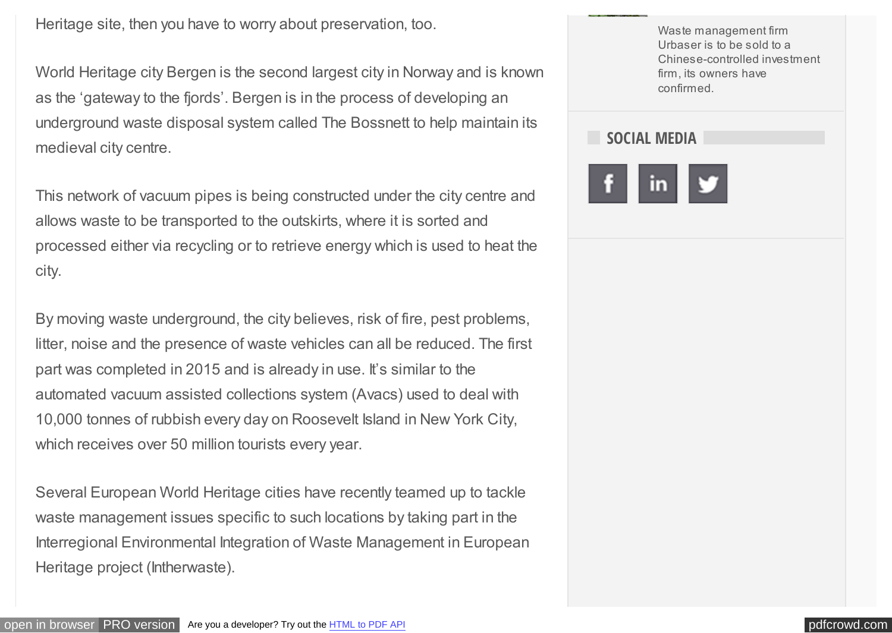Heritage site, then you have to worry about preservation, too.

World Heritage city Bergen is the second largest city in Norway and is known as the 'gateway to the fjords'. Bergen is in the process of developing an underground waste disposal system called The Bossnett to help maintain its medieval city centre.

This network of vacuum pipes is being constructed under the city centre and allows waste to be transported to the outskirts, where it is sorted and processed either via recycling or to retrieve energy which is used to heat the city.

By moving waste underground, the city believes, risk of fire, pest problems, litter, noise and the presence of waste vehicles can all be reduced. The first part was completed in 2015 and is already in use. It's similar to the automated vacuum assisted collections system (Avacs) used to deal with 10,000 tonnes of rubbish every day on Roosevelt Island in New York City, which receives over 50 million tourists every year.

Several European World Heritage cities have recently teamed up to tackle waste management issues specific to such locations by taking part in the Interregional Environmental Integration of Waste Management in European Heritage project (Intherwaste).

Waste management firm Urbaser is to be sold to a Chinese-controlled investment firm, its owners have confirmed.

## SOCIAL MEDIA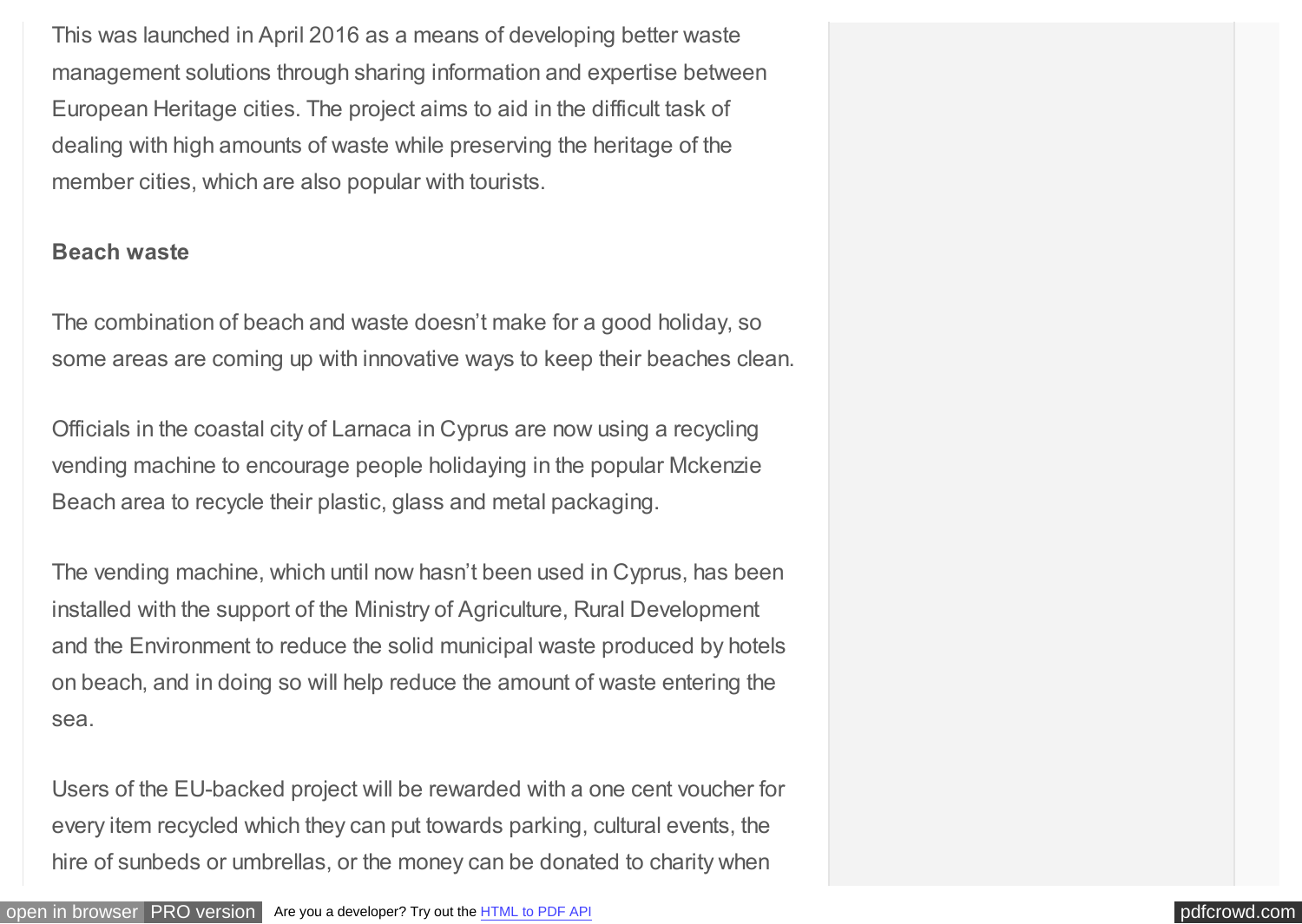This was launched in April 2016 as a means of developing better waste management solutions through sharing information and expertise between European Heritage cities. The project aims to aid in the difficult task of dealing with high amounts of waste while preserving the heritage of the member cities, which are also popular with tourists.

**Beach waste**

The combination of beach and waste doesn't make for a good holiday, so some areas are coming up with innovative ways to keep their beaches clean.

Officials in the coastal city of Larnaca in Cyprus are now using a recycling vending machine to encourage people holidaying in the popular Mckenzie Beach area to recycle their plastic, glass and metal packaging.

The vending machine, which until now hasn't been used in Cyprus, has been installed with the support of the Ministry of Agriculture, Rural Development and the Environment to reduce the solid municipal waste produced by hotels on beach, and in doing so will help reduce the amount of waste entering the sea.

Users of the EU-backed project will be rewarded with a one cent voucher for every item recycled which they can put towards parking, cultural events, the hire of sunbeds or umbrellas, or the money can be donated to charity when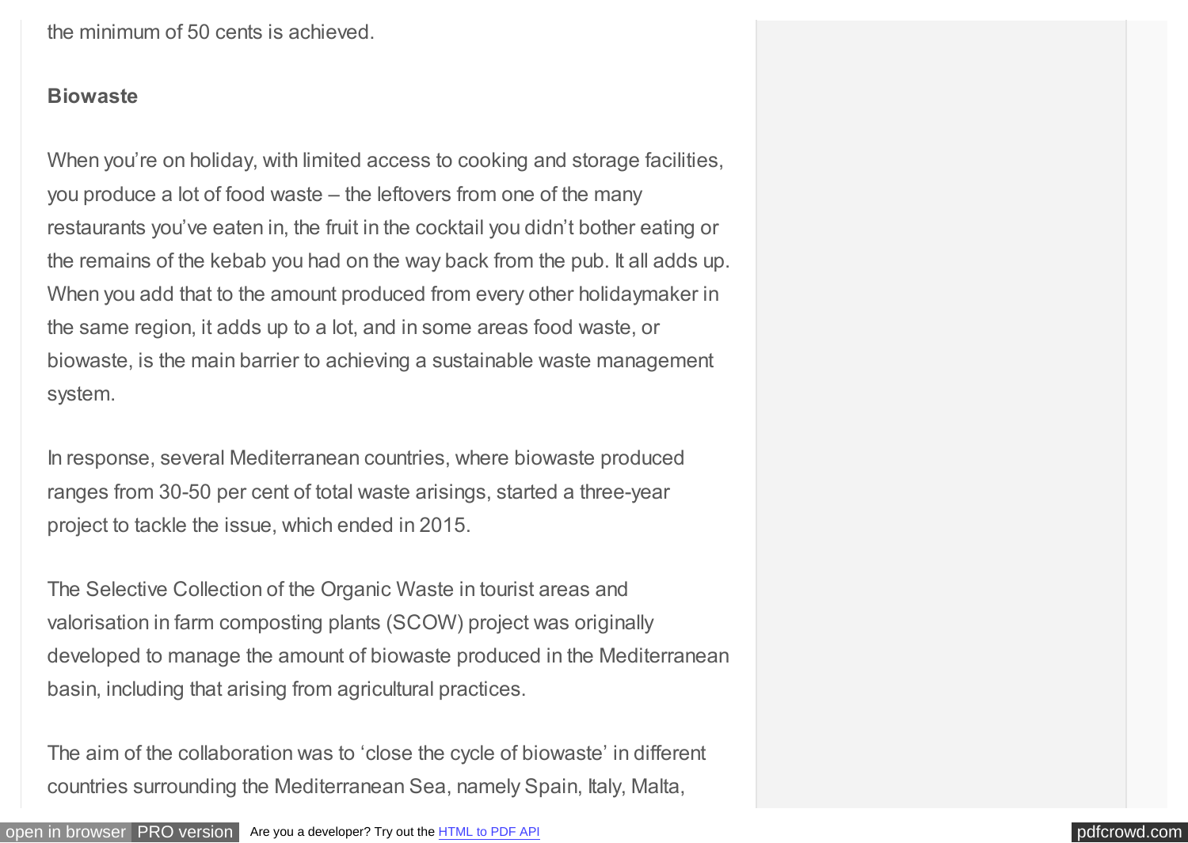the minimum of 50 cents is achieved.

**Biowaste**

When you're on holiday, with limited access to cooking and storage facilities, you produce a lot of food waste – the leftovers from one of the many restaurants you've eaten in, the fruit in the cocktail you didn't bother eating or the remains of the kebab you had on the way back from the pub. It all adds up. When you add that to the amount produced from every other holidaymaker in the same region, it adds up to a lot, and in some areas food waste, or biowaste, is the main barrier to achieving a sustainable waste management system.

In response, several Mediterranean countries, where biowaste produced ranges from 30-50 per cent of total waste arisings, started a three-year project to tackle the issue, which ended in 2015.

The Selective Collection of the Organic Waste in tourist areas and valorisation in farm composting plants (SCOW) project was originally developed to manage the amount of biowaste produced in the Mediterranean basin, including that arising from agricultural practices.

The aim of the collaboration was to 'close the cycle of biowaste' in different countries surrounding the Mediterranean Sea, namely Spain, Italy, Malta,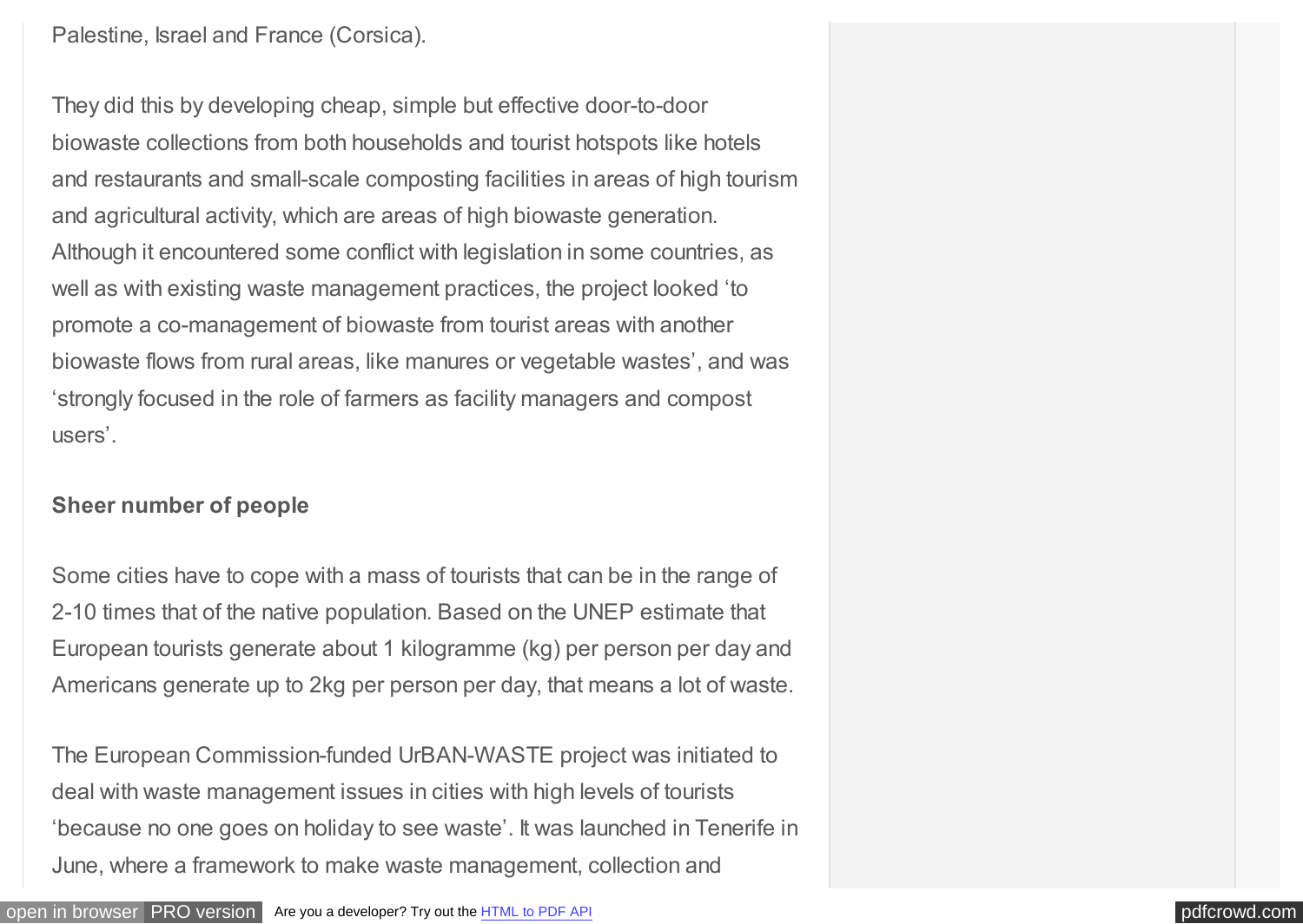Palestine, Israel and France (Corsica).

They did this by developing cheap, simple but effective door-to-door biowaste collections from both households and tourist hotspots like hotels and restaurants and small-scale composting facilities in areas of high tourism and agricultural activity, which are areas of high biowaste generation. Although it encountered some conflict with legislation in some countries, as well as with existing waste management practices, the project looked 'to promote a co-management of biowaste from tourist areas with another biowaste flows from rural areas, like manures or vegetable wastes', and was 'strongly focused in the role of farmers as facility managers and compost users'.

**Sheer number of people**

Some cities have to cope with a mass of tourists that can be in the range of 2-10 times that of the native population. Based on the UNEP estimate that European tourists generate about 1 kilogramme (kg) per person per day and Americans generate up to 2kg per person per day, that means a lot of waste.

The European Commission-funded UrBAN-WASTE project was initiated to deal with waste management issues in cities with high levels of tourists 'because no one goes on holiday to see waste'. It was launched in Tenerife in June, where a framework to make waste management, collection and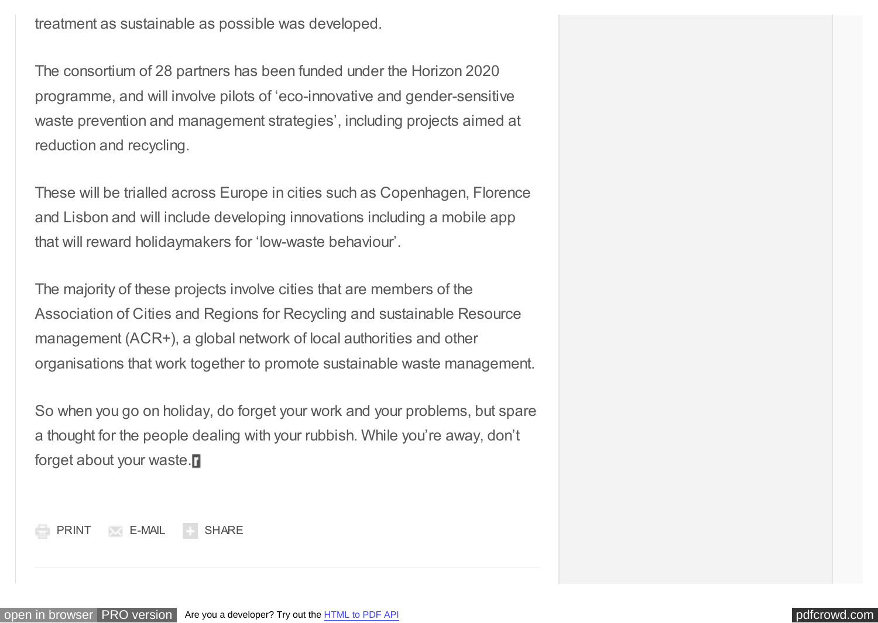treatment as sustainable as possible was developed.

The consortium of 28 partners has been funded under the Horizon 2020 programme, and will involve pilots of 'eco-innovative and gender-sensitive waste prevention and management strategies', including projects aimed at reduction and recycling.

These will be trialled across Europe in cities such as Copenhagen, Florence and Lisbon and will include developing innovations including a mobile app that will reward holidaymakers for 'low-waste behaviour'.

The majority of these projects involve cities that are members of the Association of Cities and Regions for Recycling and sustainable Resource management (ACR+), a global network of local authorities and other organisations that work together to promote sustainable waste management.

So when you go on holiday, do forget your work and your problems, but spare a thought for the people dealing with your rubbish. While you're away, don't forget about your waste.

PRINT E-MAIL SHARE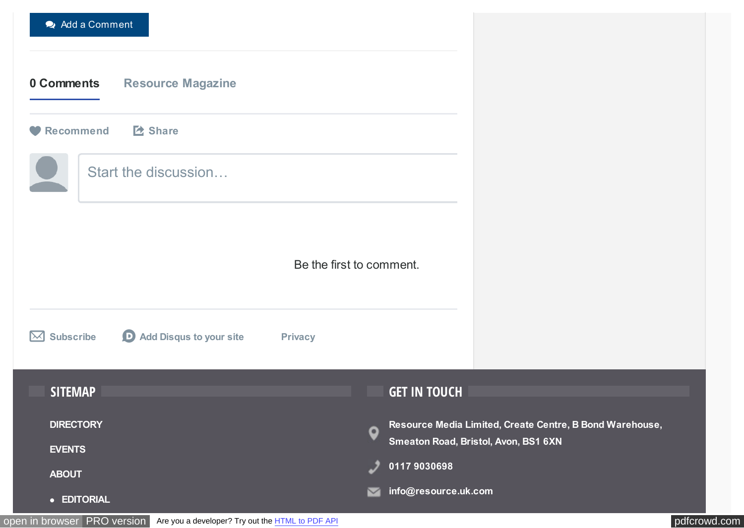Add a Comment

0 Comments    Resource Magazine

Recommend    Share

Start the discussion…

Be the first to comment.

Subscribe    Add Disqus to your site    Privacy

## SITEMAP

DIRECTORY

EVENTS

ABOUT

- EDITORIAL

## GET IN TOUCH

Resource Media Limited, Create Centre, B Bond Warehouse, Smeaton Road, Bristol, Avon, BS1 6XN

0117 9030698

info@resource.uk.com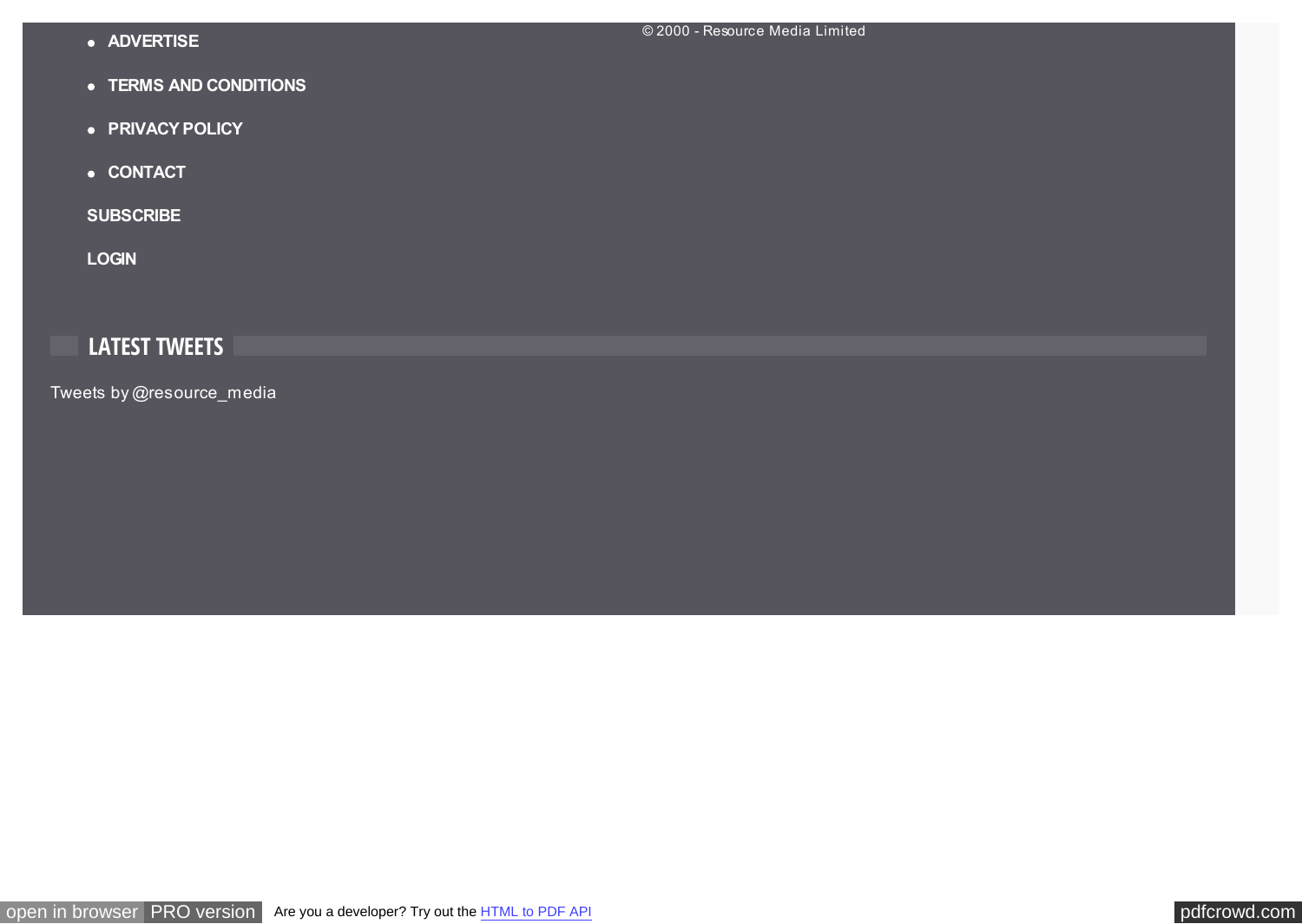- **ADVERTISE**
- **TERMS AND CONDITIONS**
- **PRIVACY POLICY**
- **CONTACT**

**SUBSCRIBE**

**LOGIN**

© 2000 - Resource Media Limited

## LATEST TWEETS

Tweets by @resource_media